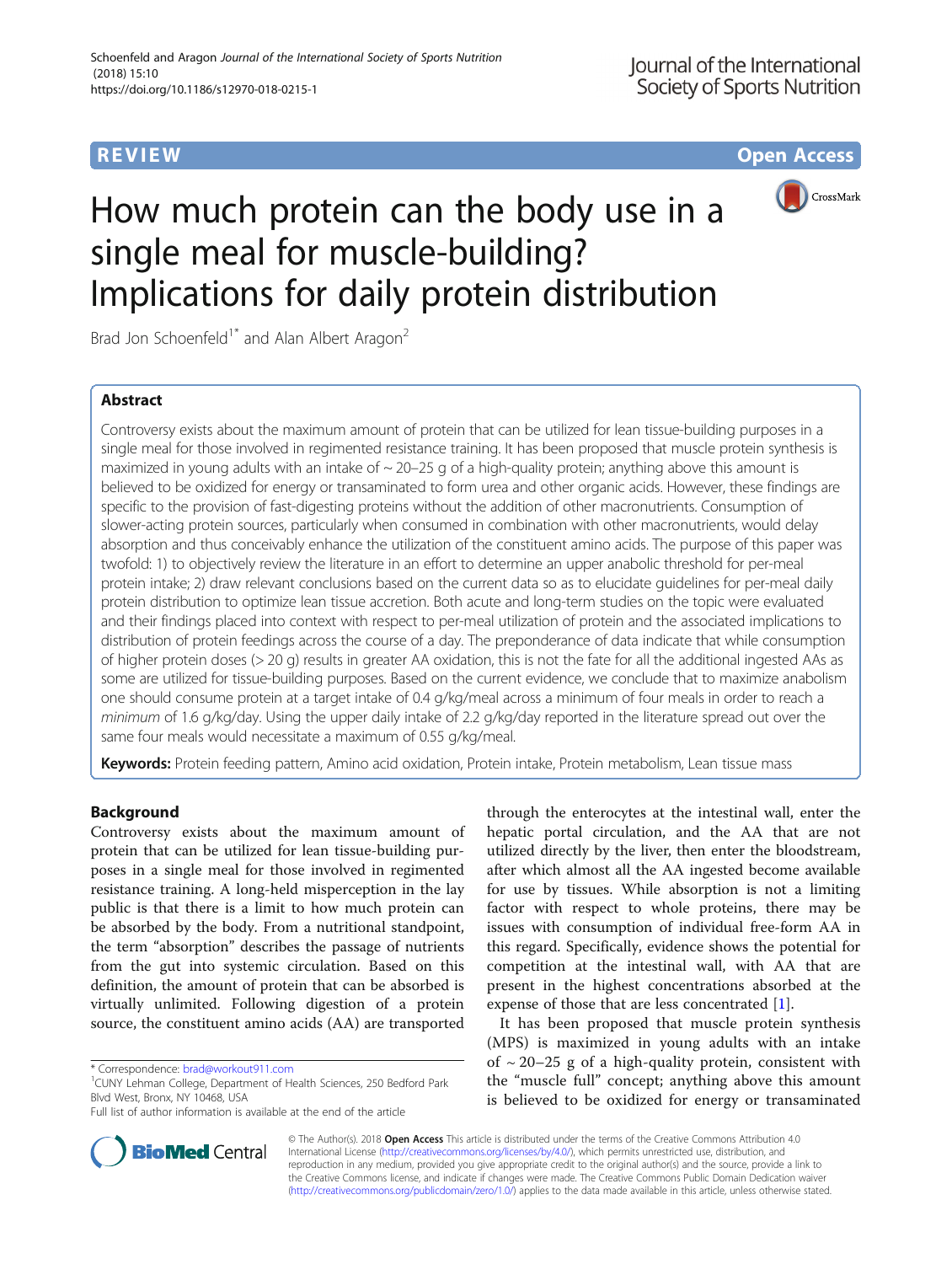REVIEW Open Access

# How much protein can the body use in a single meal for muscle-building? Implications for daily protein distribution

Brad Jon Schoenfeld[1*] and Alan Albert Aragon[2]

## Abstract

Controversy exists about the maximum amount of protein that can be utilized for lean tissue-building purposes in a single meal for those involved in regimented resistance training. It has been proposed that muscle protein synthesis is maximized in young adults with an intake of ~ 20–25 g of a high-quality protein; anything above this amount is believed to be oxidized for energy or transaminated to form urea and other organic acids. However, these findings are specific to the provision of fast-digesting proteins without the addition of other macronutrients. Consumption of slower-acting protein sources, particularly when consumed in combination with other macronutrients, would delay absorption and thus conceivably enhance the utilization of the constituent amino acids. The purpose of this paper was twofold: 1) to objectively review the literature in an effort to determine an upper anabolic threshold for per-meal protein intake; 2) draw relevant conclusions based on the current data so as to elucidate guidelines for per-meal daily protein distribution to optimize lean tissue accretion. Both acute and long-term studies on the topic were evaluated and their findings placed into context with respect to per-meal utilization of protein and the associated implications to distribution of protein feedings across the course of a day. The preponderance of data indicate that while consumption of higher protein doses (> 20 g) results in greater AA oxidation, this is not the fate for all the additional ingested AAs as some are utilized for tissue-building purposes. Based on the current evidence, we conclude that to maximize anabolism one should consume protein at a target intake of 0.4 g/kg/meal across a minimum of four meals in order to reach a *minimum* of 1.6 g/kg/day. Using the upper daily intake of 2.2 g/kg/day reported in the literature spread out over the same four meals would necessitate a maximum of 0.55 g/kg/meal.

**Keywords:** Protein feeding pattern, Amino acid oxidation, Protein intake, Protein metabolism, Lean tissue mass

## Background

Controversy exists about the maximum amount of protein that can be utilized for lean tissue-building purposes in a single meal for those involved in regimented resistance training. A long-held misperception in the lay public is that there is a limit to how much protein can be absorbed by the body. From a nutritional standpoint, the term "absorption" describes the passage of nutrients from the gut into systemic circulation. Based on this definition, the amount of protein that can be absorbed is virtually unlimited. Following digestion of a protein source, the constituent amino acids (AA) are transported through the enterocytes at the intestinal wall, enter the hepatic portal circulation, and the AA that are not utilized directly by the liver, then enter the bloodstream, after which almost all the AA ingested become available for use by tissues. While absorption is not a limiting factor with respect to whole proteins, there may be issues with consumption of individual free-form AA in this regard. Specifically, evidence shows the potential for competition at the intestinal wall, with AA that are present in the highest concentrations absorbed at the expense of those that are less concentrated [1].

It has been proposed that muscle protein synthesis (MPS) is maximized in young adults with an intake of ~ 20–25 g of a high-quality protein, consistent with the "muscle full" concept; anything above this amount is believed to be oxidized for energy or transaminated

\* Correspondence: brad@workout911.com
[1]CUNY Lehman College, Department of Health Sciences, 250 Bedford Park Blvd West, Bronx, NY 10468, USA
Full list of author information is available at the end of the article

© The Author(s). 2018 **Open Access** This article is distributed under the terms of the Creative Commons Attribution 4.0 International License (http://creativecommons.org/licenses/by/4.0/), which permits unrestricted use, distribution, and reproduction in any medium, provided you give appropriate credit to the original author(s) and the source, provide a link to the Creative Commons license, and indicate if changes were made. The Creative Commons Public Domain Dedication waiver (http://creativecommons.org/publicdomain/zero/1.0/) applies to the data made available in this article, unless otherwise stated.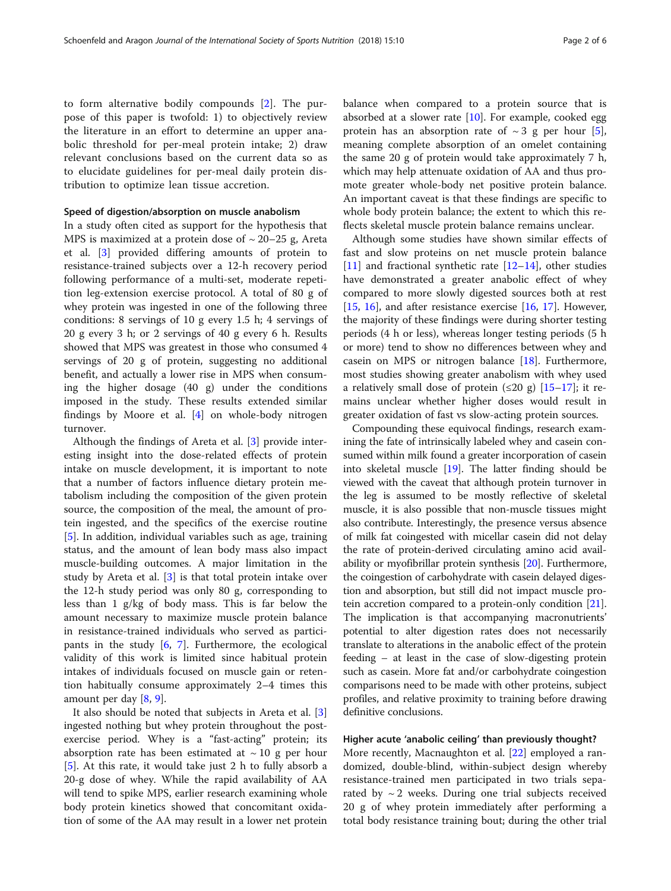to form alternative bodily compounds [2]. The purpose of this paper is twofold: 1) to objectively review the literature in an effort to determine an upper anabolic threshold for per-meal protein intake; 2) draw relevant conclusions based on the current data so as to elucidate guidelines for per-meal daily protein distribution to optimize lean tissue accretion.

### Speed of digestion/absorption on muscle anabolism

In a study often cited as support for the hypothesis that MPS is maximized at a protein dose of ~ 20–25 g, Areta et al. [3] provided differing amounts of protein to resistance-trained subjects over a 12-h recovery period following performance of a multi-set, moderate repetition leg-extension exercise protocol. A total of 80 g of whey protein was ingested in one of the following three conditions: 8 servings of 10 g every 1.5 h; 4 servings of 20 g every 3 h; or 2 servings of 40 g every 6 h. Results showed that MPS was greatest in those who consumed 4 servings of 20 g of protein, suggesting no additional benefit, and actually a lower rise in MPS when consuming the higher dosage (40 g) under the conditions imposed in the study. These results extended similar findings by Moore et al. [4] on whole-body nitrogen turnover.

Although the findings of Areta et al. [3] provide interesting insight into the dose-related effects of protein intake on muscle development, it is important to note that a number of factors influence dietary protein metabolism including the composition of the given protein source, the composition of the meal, the amount of protein ingested, and the specifics of the exercise routine [5]. In addition, individual variables such as age, training status, and the amount of lean body mass also impact muscle-building outcomes. A major limitation in the study by Areta et al. [3] is that total protein intake over the 12-h study period was only 80 g, corresponding to less than 1 g/kg of body mass. This is far below the amount necessary to maximize muscle protein balance in resistance-trained individuals who served as participants in the study [6, 7]. Furthermore, the ecological validity of this work is limited since habitual protein intakes of individuals focused on muscle gain or retention habitually consume approximately 2–4 times this amount per day [8, 9].

It also should be noted that subjects in Areta et al. [3] ingested nothing but whey protein throughout the postexercise period. Whey is a "fast-acting" protein; its absorption rate has been estimated at ~ 10 g per hour [5]. At this rate, it would take just 2 h to fully absorb a 20-g dose of whey. While the rapid availability of AA will tend to spike MPS, earlier research examining whole body protein kinetics showed that concomitant oxidation of some of the AA may result in a lower net protein balance when compared to a protein source that is absorbed at a slower rate [10]. For example, cooked egg protein has an absorption rate of ~ 3 g per hour [5], meaning complete absorption of an omelet containing the same 20 g of protein would take approximately 7 h, which may help attenuate oxidation of AA and thus promote greater whole-body net positive protein balance. An important caveat is that these findings are specific to whole body protein balance; the extent to which this reflects skeletal muscle protein balance remains unclear.

Although some studies have shown similar effects of fast and slow proteins on net muscle protein balance [11] and fractional synthetic rate [12–14], other studies have demonstrated a greater anabolic effect of whey compared to more slowly digested sources both at rest [15, 16], and after resistance exercise [16, 17]. However, the majority of these findings were during shorter testing periods (4 h or less), whereas longer testing periods (5 h or more) tend to show no differences between whey and casein on MPS or nitrogen balance [18]. Furthermore, most studies showing greater anabolism with whey used a relatively small dose of protein (≤20 g) [15–17]; it remains unclear whether higher doses would result in greater oxidation of fast vs slow-acting protein sources.

Compounding these equivocal findings, research examining the fate of intrinsically labeled whey and casein consumed within milk found a greater incorporation of casein into skeletal muscle [19]. The latter finding should be viewed with the caveat that although protein turnover in the leg is assumed to be mostly reflective of skeletal muscle, it is also possible that non-muscle tissues might also contribute. Interestingly, the presence versus absence of milk fat coingested with micellar casein did not delay the rate of protein-derived circulating amino acid availability or myofibrillar protein synthesis [20]. Furthermore, the coingestion of carbohydrate with casein delayed digestion and absorption, but still did not impact muscle protein accretion compared to a protein-only condition [21]. The implication is that accompanying macronutrients' potential to alter digestion rates does not necessarily translate to alterations in the anabolic effect of the protein feeding – at least in the case of slow-digesting protein such as casein. More fat and/or carbohydrate coingestion comparisons need to be made with other proteins, subject profiles, and relative proximity to training before drawing definitive conclusions.

### Higher acute 'anabolic ceiling' than previously thought?

More recently, Macnaughton et al. [22] employed a randomized, double-blind, within-subject design whereby resistance-trained men participated in two trials separated by ~ 2 weeks. During one trial subjects received 20 g of whey protein immediately after performing a total body resistance training bout; during the other trial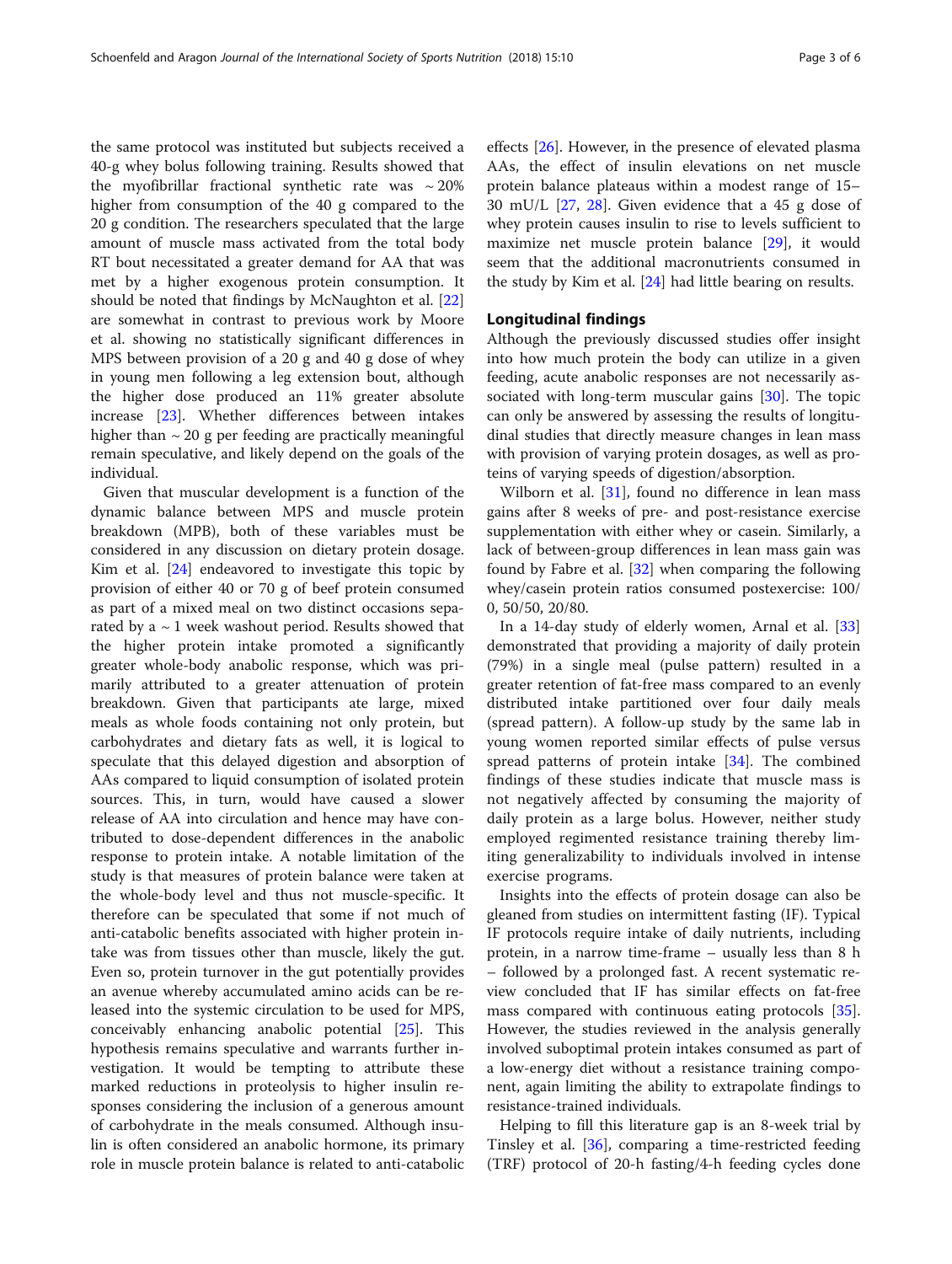the same protocol was instituted but subjects received a 40-g whey bolus following training. Results showed that the myofibrillar fractional synthetic rate was ~ 20% higher from consumption of the 40 g compared to the 20 g condition. The researchers speculated that the large amount of muscle mass activated from the total body RT bout necessitated a greater demand for AA that was met by a higher exogenous protein consumption. It should be noted that findings by McNaughton et al. [22] are somewhat in contrast to previous work by Moore et al. showing no statistically significant differences in MPS between provision of a 20 g and 40 g dose of whey in young men following a leg extension bout, although the higher dose produced an 11% greater absolute increase [23]. Whether differences between intakes higher than ~ 20 g per feeding are practically meaningful remain speculative, and likely depend on the goals of the individual.

Given that muscular development is a function of the dynamic balance between MPS and muscle protein breakdown (MPB), both of these variables must be considered in any discussion on dietary protein dosage. Kim et al. [24] endeavored to investigate this topic by provision of either 40 or 70 g of beef protein consumed as part of a mixed meal on two distinct occasions separated by a ~ 1 week washout period. Results showed that the higher protein intake promoted a significantly greater whole-body anabolic response, which was primarily attributed to a greater attenuation of protein breakdown. Given that participants ate large, mixed meals as whole foods containing not only protein, but carbohydrates and dietary fats as well, it is logical to speculate that this delayed digestion and absorption of AAs compared to liquid consumption of isolated protein sources. This, in turn, would have caused a slower release of AA into circulation and hence may have contributed to dose-dependent differences in the anabolic response to protein intake. A notable limitation of the study is that measures of protein balance were taken at the whole-body level and thus not muscle-specific. It therefore can be speculated that some if not much of anti-catabolic benefits associated with higher protein intake was from tissues other than muscle, likely the gut. Even so, protein turnover in the gut potentially provides an avenue whereby accumulated amino acids can be released into the systemic circulation to be used for MPS, conceivably enhancing anabolic potential [25]. This hypothesis remains speculative and warrants further investigation. It would be tempting to attribute these marked reductions in proteolysis to higher insulin responses considering the inclusion of a generous amount of carbohydrate in the meals consumed. Although insulin is often considered an anabolic hormone, its primary role in muscle protein balance is related to anti-catabolic effects [26]. However, in the presence of elevated plasma AAs, the effect of insulin elevations on net muscle protein balance plateaus within a modest range of 15–30 mU/L [27, 28]. Given evidence that a 45 g dose of whey protein causes insulin to rise to levels sufficient to maximize net muscle protein balance [29], it would seem that the additional macronutrients consumed in the study by Kim et al. [24] had little bearing on results.

## Longitudinal findings

Although the previously discussed studies offer insight into how much protein the body can utilize in a given feeding, acute anabolic responses are not necessarily associated with long-term muscular gains [30]. The topic can only be answered by assessing the results of longitudinal studies that directly measure changes in lean mass with provision of varying protein dosages, as well as proteins of varying speeds of digestion/absorption.

Wilborn et al. [31], found no difference in lean mass gains after 8 weeks of pre- and post-resistance exercise supplementation with either whey or casein. Similarly, a lack of between-group differences in lean mass gain was found by Fabre et al. [32] when comparing the following whey/casein protein ratios consumed postexercise: 100/0, 50/50, 20/80.

In a 14-day study of elderly women, Arnal et al. [33] demonstrated that providing a majority of daily protein (79%) in a single meal (pulse pattern) resulted in a greater retention of fat-free mass compared to an evenly distributed intake partitioned over four daily meals (spread pattern). A follow-up study by the same lab in young women reported similar effects of pulse versus spread patterns of protein intake [34]. The combined findings of these studies indicate that muscle mass is not negatively affected by consuming the majority of daily protein as a large bolus. However, neither study employed regimented resistance training thereby limiting generalizability to individuals involved in intense exercise programs.

Insights into the effects of protein dosage can also be gleaned from studies on intermittent fasting (IF). Typical IF protocols require intake of daily nutrients, including protein, in a narrow time-frame – usually less than 8 h – followed by a prolonged fast. A recent systematic review concluded that IF has similar effects on fat-free mass compared with continuous eating protocols [35]. However, the studies reviewed in the analysis generally involved suboptimal protein intakes consumed as part of a low-energy diet without a resistance training component, again limiting the ability to extrapolate findings to resistance-trained individuals.

Helping to fill this literature gap is an 8-week trial by Tinsley et al. [36], comparing a time-restricted feeding (TRF) protocol of 20-h fasting/4-h feeding cycles done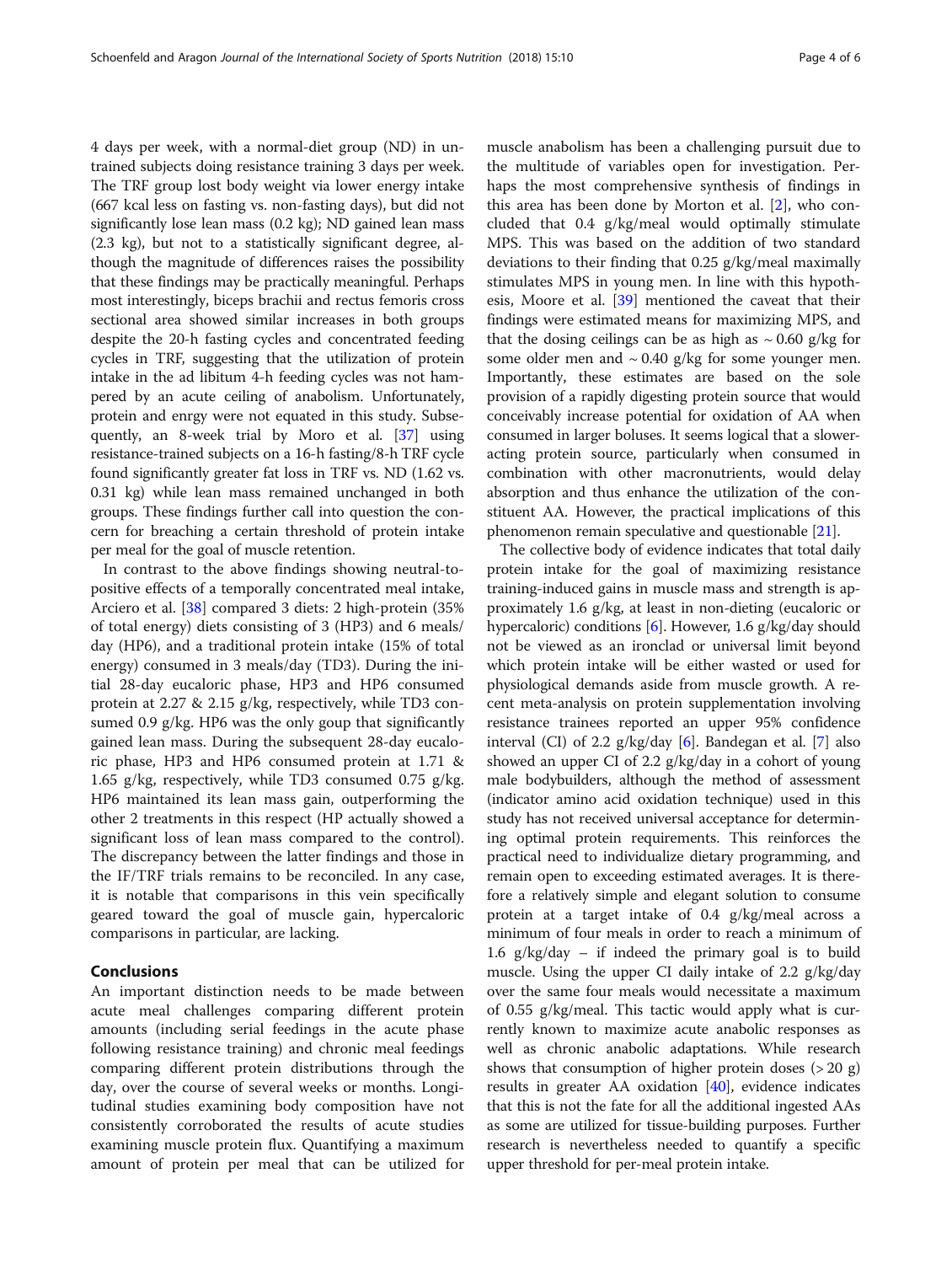4 days per week, with a normal-diet group (ND) in untrained subjects doing resistance training 3 days per week. The TRF group lost body weight via lower energy intake (667 kcal less on fasting vs. non-fasting days), but did not significantly lose lean mass (0.2 kg); ND gained lean mass (2.3 kg), but not to a statistically significant degree, although the magnitude of differences raises the possibility that these findings may be practically meaningful. Perhaps most interestingly, biceps brachii and rectus femoris cross sectional area showed similar increases in both groups despite the 20-h fasting cycles and concentrated feeding cycles in TRF, suggesting that the utilization of protein intake in the ad libitum 4-h feeding cycles was not hampered by an acute ceiling of anabolism. Unfortunately, protein and enrgy were not equated in this study. Subsequently, an 8-week trial by Moro et al. [37] using resistance-trained subjects on a 16-h fasting/8-h TRF cycle found significantly greater fat loss in TRF vs. ND (1.62 vs. 0.31 kg) while lean mass remained unchanged in both groups. These findings further call into question the concern for breaching a certain threshold of protein intake per meal for the goal of muscle retention.

In contrast to the above findings showing neutral-to-positive effects of a temporally concentrated meal intake, Arciero et al. [38] compared 3 diets: 2 high-protein (35% of total energy) diets consisting of 3 (HP3) and 6 meals/day (HP6), and a traditional protein intake (15% of total energy) consumed in 3 meals/day (TD3). During the initial 28-day eucaloric phase, HP3 and HP6 consumed protein at 2.27 & 2.15 g/kg, respectively, while TD3 consumed 0.9 g/kg. HP6 was the only goup that significantly gained lean mass. During the subsequent 28-day eucaloric phase, HP3 and HP6 consumed protein at 1.71 & 1.65 g/kg, respectively, while TD3 consumed 0.75 g/kg. HP6 maintained its lean mass gain, outperforming the other 2 treatments in this respect (HP actually showed a significant loss of lean mass compared to the control). The discrepancy between the latter findings and those in the IF/TRF trials remains to be reconciled. In any case, it is notable that comparisons in this vein specifically geared toward the goal of muscle gain, hypercaloric comparisons in particular, are lacking.

## Conclusions

An important distinction needs to be made between acute meal challenges comparing different protein amounts (including serial feedings in the acute phase following resistance training) and chronic meal feedings comparing different protein distributions through the day, over the course of several weeks or months. Longitudinal studies examining body composition have not consistently corroborated the results of acute studies examining muscle protein flux. Quantifying a maximum amount of protein per meal that can be utilized for muscle anabolism has been a challenging pursuit due to the multitude of variables open for investigation. Perhaps the most comprehensive synthesis of findings in this area has been done by Morton et al. [2], who concluded that 0.4 g/kg/meal would optimally stimulate MPS. This was based on the addition of two standard deviations to their finding that 0.25 g/kg/meal maximally stimulates MPS in young men. In line with this hypothesis, Moore et al. [39] mentioned the caveat that their findings were estimated means for maximizing MPS, and that the dosing ceilings can be as high as ~ 0.60 g/kg for some older men and ~ 0.40 g/kg for some younger men. Importantly, these estimates are based on the sole provision of a rapidly digesting protein source that would conceivably increase potential for oxidation of AA when consumed in larger boluses. It seems logical that a slower-acting protein source, particularly when consumed in combination with other macronutrients, would delay absorption and thus enhance the utilization of the constituent AA. However, the practical implications of this phenomenon remain speculative and questionable [21].

The collective body of evidence indicates that total daily protein intake for the goal of maximizing resistance training-induced gains in muscle mass and strength is approximately 1.6 g/kg, at least in non-dieting (eucaloric or hypercaloric) conditions [6]. However, 1.6 g/kg/day should not be viewed as an ironclad or universal limit beyond which protein intake will be either wasted or used for physiological demands aside from muscle growth. A recent meta-analysis on protein supplementation involving resistance trainees reported an upper 95% confidence interval (CI) of 2.2 g/kg/day [6]. Bandegan et al. [7] also showed an upper CI of 2.2 g/kg/day in a cohort of young male bodybuilders, although the method of assessment (indicator amino acid oxidation technique) used in this study has not received universal acceptance for determining optimal protein requirements. This reinforces the practical need to individualize dietary programming, and remain open to exceeding estimated averages. It is therefore a relatively simple and elegant solution to consume protein at a target intake of 0.4 g/kg/meal across a minimum of four meals in order to reach a minimum of 1.6 g/kg/day – if indeed the primary goal is to build muscle. Using the upper CI daily intake of 2.2 g/kg/day over the same four meals would necessitate a maximum of 0.55 g/kg/meal. This tactic would apply what is currently known to maximize acute anabolic responses as well as chronic anabolic adaptations. While research shows that consumption of higher protein doses (> 20 g) results in greater AA oxidation [40], evidence indicates that this is not the fate for all the additional ingested AAs as some are utilized for tissue-building purposes. Further research is nevertheless needed to quantify a specific upper threshold for per-meal protein intake.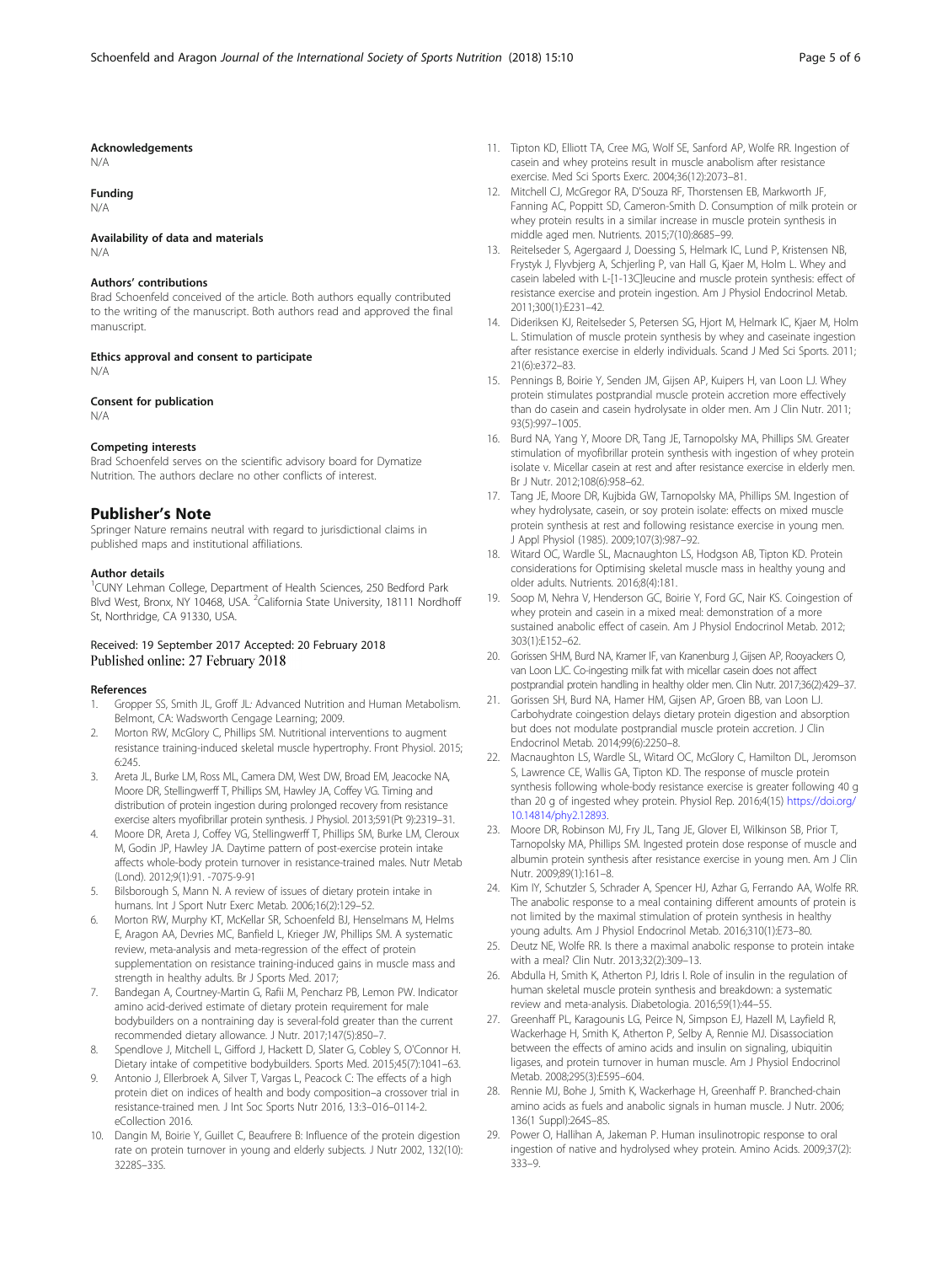#### Acknowledgements
N/A

#### Funding
N/A

#### Availability of data and materials
N/A

#### Authors' contributions
Brad Schoenfeld conceived of the article. Both authors equally contributed to the writing of the manuscript. Both authors read and approved the final manuscript.

#### Ethics approval and consent to participate
N/A

#### Consent for publication
N/A

#### Competing interests
Brad Schoenfeld serves on the scientific advisory board for Dymatize Nutrition. The authors declare no other conflicts of interest.

## Publisher's Note
Springer Nature remains neutral with regard to jurisdictional claims in published maps and institutional affiliations.

#### Author details
[1]CUNY Lehman College, Department of Health Sciences, 250 Bedford Park Blvd West, Bronx, NY 10468, USA. [2]California State University, 18111 Nordhoff St, Northridge, CA 91330, USA.

Received: 19 September 2017 Accepted: 20 February 2018
Published online: 27 February 2018

#### References
1. Gropper SS, Smith JL, Groff JL: Advanced Nutrition and Human Metabolism. Belmont, CA: Wadsworth Cengage Learning; 2009.
2. Morton RW, McGlory C, Phillips SM. Nutritional interventions to augment resistance training-induced skeletal muscle hypertrophy. Front Physiol. 2015; 6:245.
3. Areta JL, Burke LM, Ross ML, Camera DM, West DW, Broad EM, Jeacocke NA, Moore DR, Stellingwerff T, Phillips SM, Hawley JA, Coffey VG. Timing and distribution of protein ingestion during prolonged recovery from resistance exercise alters myofibrillar protein synthesis. J Physiol. 2013;591(Pt 9):2319–31.
4. Moore DR, Areta J, Coffey VG, Stellingwerff T, Phillips SM, Burke LM, Cleroux M, Godin JP, Hawley JA. Daytime pattern of post-exercise protein intake affects whole-body protein turnover in resistance-trained males. Nutr Metab (Lond). 2012;9(1):91. -7075-9-91
5. Bilsborough S, Mann N. A review of issues of dietary protein intake in humans. Int J Sport Nutr Exerc Metab. 2006;16(2):129–52.
6. Morton RW, Murphy KT, McKellar SR, Schoenfeld BJ, Henselmans M, Helms E, Aragon AA, Devries MC, Banfield L, Krieger JW, Phillips SM. A systematic review, meta-analysis and meta-regression of the effect of protein supplementation on resistance training-induced gains in muscle mass and strength in healthy adults. Br J Sports Med. 2017;
7. Bandegan A, Courtney-Martin G, Rafii M, Pencharz PB, Lemon PW. Indicator amino acid-derived estimate of dietary protein requirement for male bodybuilders on a nontraining day is several-fold greater than the current recommended dietary allowance. J Nutr. 2017;147(5):850–7.
8. Spendlove J, Mitchell L, Gifford J, Hackett D, Slater G, Cobley S, O'Connor H. Dietary intake of competitive bodybuilders. Sports Med. 2015;45(7):1041–63.
9. Antonio J, Ellerbroek A, Silver T, Vargas L, Peacock C: The effects of a high protein diet on indices of health and body composition–a crossover trial in resistance-trained men. J Int Soc Sports Nutr 2016, 13:3–016–0114-2. eCollection 2016.
10. Dangin M, Boirie Y, Guillet C, Beaufrere B: Influence of the protein digestion rate on protein turnover in young and elderly subjects. J Nutr 2002, 132(10): 3228S–33S.
11. Tipton KD, Elliott TA, Cree MG, Wolf SE, Sanford AP, Wolfe RR. Ingestion of casein and whey proteins result in muscle anabolism after resistance exercise. Med Sci Sports Exerc. 2004;36(12):2073–81.
12. Mitchell CJ, McGregor RA, D'Souza RF, Thorstensen EB, Markworth JF, Fanning AC, Poppitt SD, Cameron-Smith D. Consumption of milk protein or whey protein results in a similar increase in muscle protein synthesis in middle aged men. Nutrients. 2015;7(10):8685–99.
13. Reitelseder S, Agergaard J, Doessing S, Helmark IC, Lund P, Kristensen NB, Frystyk J, Flyvbjerg A, Schjerling P, van Hall G, Kjaer M, Holm L. Whey and casein labeled with L-[1-13C]leucine and muscle protein synthesis: effect of resistance exercise and protein ingestion. Am J Physiol Endocrinol Metab. 2011;300(1):E231–42.
14. Dideriksen KJ, Reitelseder S, Petersen SG, Hjort M, Helmark IC, Kjaer M, Holm L. Stimulation of muscle protein synthesis by whey and caseinate ingestion after resistance exercise in elderly individuals. Scand J Med Sci Sports. 2011; 21(6):e372–83.
15. Pennings B, Boirie Y, Senden JM, Gijsen AP, Kuipers H, van Loon LJ. Whey protein stimulates postprandial muscle protein accretion more effectively than do casein and casein hydrolysate in older men. Am J Clin Nutr. 2011; 93(5):997–1005.
16. Burd NA, Yang Y, Moore DR, Tang JE, Tarnopolsky MA, Phillips SM. Greater stimulation of myofibrillar protein synthesis with ingestion of whey protein isolate v. Micellar casein at rest and after resistance exercise in elderly men. Br J Nutr. 2012;108(6):958–62.
17. Tang JE, Moore DR, Kujbida GW, Tarnopolsky MA, Phillips SM. Ingestion of whey hydrolysate, casein, or soy protein isolate: effects on mixed muscle protein synthesis at rest and following resistance exercise in young men. J Appl Physiol (1985). 2009;107(3):987–92.
18. Witard OC, Wardle SL, Macnaughton LS, Hodgson AB, Tipton KD. Protein considerations for Optimising skeletal muscle mass in healthy young and older adults. Nutrients. 2016;8(4):181.
19. Soop M, Nehra V, Henderson GC, Boirie Y, Ford GC, Nair KS. Coingestion of whey protein and casein in a mixed meal: demonstration of a more sustained anabolic effect of casein. Am J Physiol Endocrinol Metab. 2012; 303(1):E152–62.
20. Gorissen SHM, Burd NA, Kramer IF, van Kranenburg J, Gijsen AP, Rooyackers O, van Loon LJC. Co-ingesting milk fat with micellar casein does not affect postprandial protein handling in healthy older men. Clin Nutr. 2017;36(2):429–37.
21. Gorissen SH, Burd NA, Hamer HM, Gijsen AP, Groen BB, van Loon LJ. Carbohydrate coingestion delays dietary protein digestion and absorption but does not modulate postprandial muscle protein accretion. J Clin Endocrinol Metab. 2014;99(6):2250–8.
22. Macnaughton LS, Wardle SL, Witard OC, McGlory C, Hamilton DL, Jeromson S, Lawrence CE, Wallis GA, Tipton KD. The response of muscle protein synthesis following whole-body resistance exercise is greater following 40 g than 20 g of ingested whey protein. Physiol Rep. 2016;4(15) https://doi.org/10.14814/phy2.12893.
23. Moore DR, Robinson MJ, Fry JL, Tang JE, Glover EI, Wilkinson SB, Prior T, Tarnopolsky MA, Phillips SM. Ingested protein dose response of muscle and albumin protein synthesis after resistance exercise in young men. Am J Clin Nutr. 2009;89(1):161–8.
24. Kim IY, Schutzler S, Schrader A, Spencer HJ, Azhar G, Ferrando AA, Wolfe RR. The anabolic response to a meal containing different amounts of protein is not limited by the maximal stimulation of protein synthesis in healthy young adults. Am J Physiol Endocrinol Metab. 2016;310(1):E73–80.
25. Deutz NE, Wolfe RR. Is there a maximal anabolic response to protein intake with a meal? Clin Nutr. 2013;32(2):309–13.
26. Abdulla H, Smith K, Atherton PJ, Idris I. Role of insulin in the regulation of human skeletal muscle protein synthesis and breakdown: a systematic review and meta-analysis. Diabetologia. 2016;59(1):44–55.
27. Greenhaff PL, Karagounis LG, Peirce N, Simpson EJ, Hazell M, Layfield R, Wackerhage H, Smith K, Atherton P, Selby A, Rennie MJ. Disassociation between the effects of amino acids and insulin on signaling, ubiquitin ligases, and protein turnover in human muscle. Am J Physiol Endocrinol Metab. 2008;295(3):E595–604.
28. Rennie MJ, Bohe J, Smith K, Wackerhage H, Greenhaff P. Branched-chain amino acids as fuels and anabolic signals in human muscle. J Nutr. 2006; 136(1 Suppl):264S–8S.
29. Power O, Hallihan A, Jakeman P. Human insulinotropic response to oral ingestion of native and hydrolysed whey protein. Amino Acids. 2009;37(2): 333–9.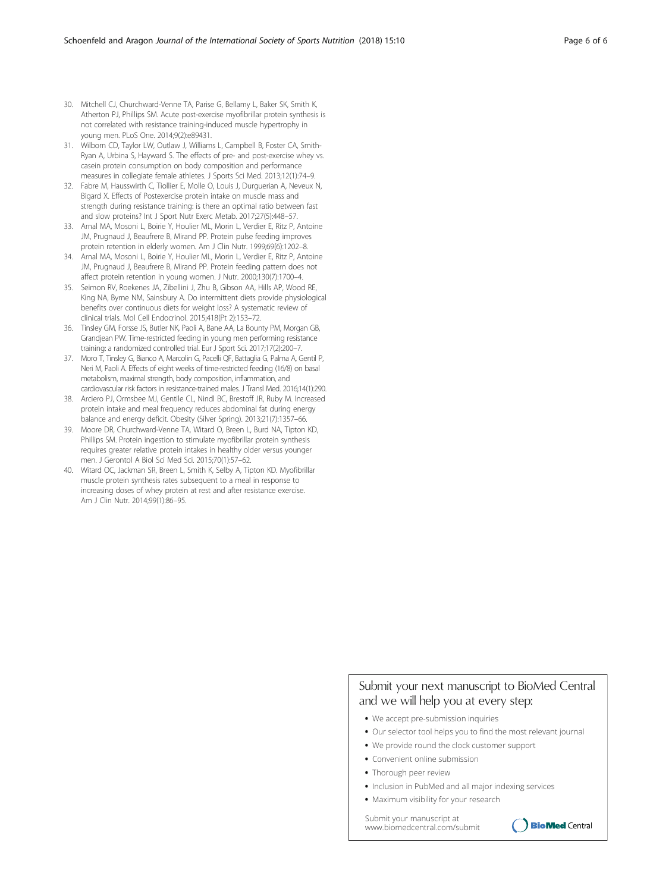30. Mitchell CJ, Churchward-Venne TA, Parise G, Bellamy L, Baker SK, Smith K, Atherton PJ, Phillips SM. Acute post-exercise myofibrillar protein synthesis is not correlated with resistance training-induced muscle hypertrophy in young men. PLoS One. 2014;9(2):e89431.
31. Wilborn CD, Taylor LW, Outlaw J, Williams L, Campbell B, Foster CA, Smith-Ryan A, Urbina S, Hayward S. The effects of pre- and post-exercise whey vs. casein protein consumption on body composition and performance measures in collegiate female athletes. J Sports Sci Med. 2013;12(1):74–9.
32. Fabre M, Hausswirth C, Tiollier E, Molle O, Louis J, Durguerian A, Neveux N, Bigard X. Effects of Postexercise protein intake on muscle mass and strength during resistance training: is there an optimal ratio between fast and slow proteins? Int J Sport Nutr Exerc Metab. 2017;27(5):448–57.
33. Arnal MA, Mosoni L, Boirie Y, Houlier ML, Morin L, Verdier E, Ritz P, Antoine JM, Prugnaud J, Beaufrere B, Mirand PP. Protein pulse feeding improves protein retention in elderly women. Am J Clin Nutr. 1999;69(6):1202–8.
34. Arnal MA, Mosoni L, Boirie Y, Houlier ML, Morin L, Verdier E, Ritz P, Antoine JM, Prugnaud J, Beaufrere B, Mirand PP. Protein feeding pattern does not affect protein retention in young women. J Nutr. 2000;130(7):1700–4.
35. Seimon RV, Roekenes JA, Zibellini J, Zhu B, Gibson AA, Hills AP, Wood RE, King NA, Byrne NM, Sainsbury A. Do intermittent diets provide physiological benefits over continuous diets for weight loss? A systematic review of clinical trials. Mol Cell Endocrinol. 2015;418(Pt 2):153–72.
36. Tinsley GM, Forsse JS, Butler NK, Paoli A, Bane AA, La Bounty PM, Morgan GB, Grandjean PW. Time-restricted feeding in young men performing resistance training: a randomized controlled trial. Eur J Sport Sci. 2017;17(2):200–7.
37. Moro T, Tinsley G, Bianco A, Marcolin G, Pacelli QF, Battaglia G, Palma A, Gentil P, Neri M, Paoli A. Effects of eight weeks of time-restricted feeding (16/8) on basal metabolism, maximal strength, body composition, inflammation, and cardiovascular risk factors in resistance-trained males. J Transl Med. 2016;14(1):290.
38. Arciero PJ, Ormsbee MJ, Gentile CL, Nindl BC, Brestoff JR, Ruby M. Increased protein intake and meal frequency reduces abdominal fat during energy balance and energy deficit. Obesity (Silver Spring). 2013;21(7):1357–66.
39. Moore DR, Churchward-Venne TA, Witard O, Breen L, Burd NA, Tipton KD, Phillips SM. Protein ingestion to stimulate myofibrillar protein synthesis requires greater relative protein intakes in healthy older versus younger men. J Gerontol A Biol Sci Med Sci. 2015;70(1):57–62.
40. Witard OC, Jackman SR, Breen L, Smith K, Selby A, Tipton KD. Myofibrillar muscle protein synthesis rates subsequent to a meal in response to increasing doses of whey protein at rest and after resistance exercise. Am J Clin Nutr. 2014;99(1):86–95.

Submit your next manuscript to BioMed Central and we will help you at every step:

- We accept pre-submission inquiries
- Our selector tool helps you to find the most relevant journal
- We provide round the clock customer support
- Convenient online submission
- Thorough peer review
- Inclusion in PubMed and all major indexing services
- Maximum visibility for your research

Submit your manuscript at www.biomedcentral.com/submit

BioMed Central